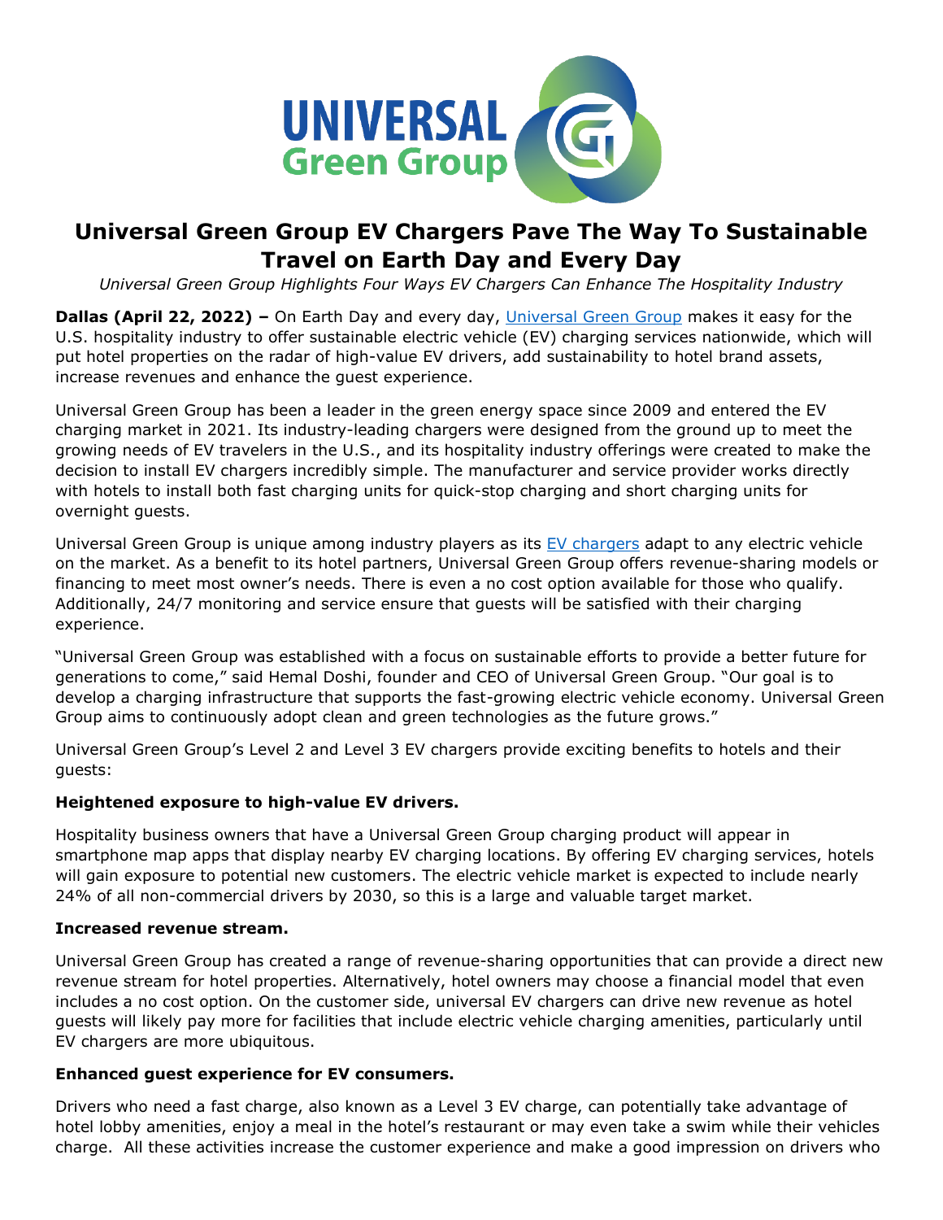# Universal Green Group EV Chargers Pave The Way To Sustainable Travel on Earth Day and Every Day

*Universal Green Group Highlights Four Ways EV Chargers Can Enhance The Hospitality Industry*

**Dallas (April 22, 2022) –** On Earth Day and every day, [Universal Green Group]() makes it easy for the U.S. hospitality industry to offer sustainable electric vehicle (EV) charging services nationwide, which will put hotel properties on the radar of high-value EV drivers, add sustainability to hotel brand assets, increase revenues and enhance the guest experience.

Universal Green Group has been a leader in the green energy space since 2009 and entered the EV charging market in 2021. Its industry-leading chargers were designed from the ground up to meet the growing needs of EV travelers in the U.S., and its hospitality industry offerings were created to make the decision to install EV chargers incredibly simple. The manufacturer and service provider works directly with hotels to install both fast charging units for quick-stop charging and short charging units for overnight guests.

Universal Green Group is unique among industry players as its [EV chargers]() adapt to any electric vehicle on the market. As a benefit to its hotel partners, Universal Green Group offers revenue-sharing models or financing to meet most owner's needs. There is even a no cost option available for those who qualify. Additionally, 24/7 monitoring and service ensure that guests will be satisfied with their charging experience.

"Universal Green Group was established with a focus on sustainable efforts to provide a better future for generations to come," said Hemal Doshi, founder and CEO of Universal Green Group. "Our goal is to develop a charging infrastructure that supports the fast-growing electric vehicle economy. Universal Green Group aims to continuously adopt clean and green technologies as the future grows."

Universal Green Group's Level 2 and Level 3 EV chargers provide exciting benefits to hotels and their guests:

**Heightened exposure to high-value EV drivers.**

Hospitality business owners that have a Universal Green Group charging product will appear in smartphone map apps that display nearby EV charging locations. By offering EV charging services, hotels will gain exposure to potential new customers. The electric vehicle market is expected to include nearly 24% of all non-commercial drivers by 2030, so this is a large and valuable target market.

**Increased revenue stream.**

Universal Green Group has created a range of revenue-sharing opportunities that can provide a direct new revenue stream for hotel properties. Alternatively, hotel owners may choose a financial model that even includes a no cost option. On the customer side, universal EV chargers can drive new revenue as hotel guests will likely pay more for facilities that include electric vehicle charging amenities, particularly until EV chargers are more ubiquitous.

**Enhanced guest experience for EV consumers.**

Drivers who need a fast charge, also known as a Level 3 EV charge, can potentially take advantage of hotel lobby amenities, enjoy a meal in the hotel's restaurant or may even take a swim while their vehicles charge. All these activities increase the customer experience and make a good impression on drivers who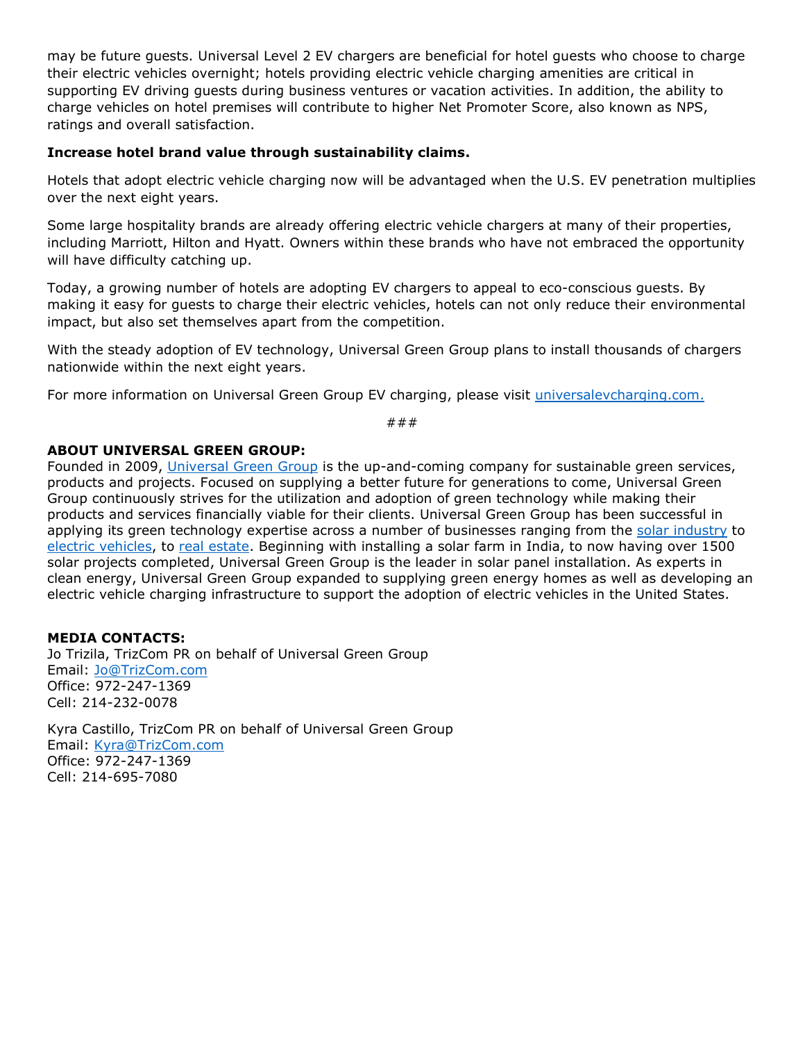may be future guests. Universal Level 2 EV chargers are beneficial for hotel guests who choose to charge their electric vehicles overnight; hotels providing electric vehicle charging amenities are critical in supporting EV driving guests during business ventures or vacation activities. In addition, the ability to charge vehicles on hotel premises will contribute to higher Net Promoter Score, also known as NPS, ratings and overall satisfaction.

**Increase hotel brand value through sustainability claims.**

Hotels that adopt electric vehicle charging now will be advantaged when the U.S. EV penetration multiplies over the next eight years.

Some large hospitality brands are already offering electric vehicle chargers at many of their properties, including Marriott, Hilton and Hyatt. Owners within these brands who have not embraced the opportunity will have difficulty catching up.

Today, a growing number of hotels are adopting EV chargers to appeal to eco-conscious guests. By making it easy for guests to charge their electric vehicles, hotels can not only reduce their environmental impact, but also set themselves apart from the competition.

With the steady adoption of EV technology, Universal Green Group plans to install thousands of chargers nationwide within the next eight years.

For more information on Universal Green Group EV charging, please visit universalevcharging.com.

###

**ABOUT UNIVERSAL GREEN GROUP:**
Founded in 2009, Universal Green Group is the up-and-coming company for sustainable green services, products and projects. Focused on supplying a better future for generations to come, Universal Green Group continuously strives for the utilization and adoption of green technology while making their products and services financially viable for their clients. Universal Green Group has been successful in applying its green technology expertise across a number of businesses ranging from the solar industry to electric vehicles, to real estate. Beginning with installing a solar farm in India, to now having over 1500 solar projects completed, Universal Green Group is the leader in solar panel installation. As experts in clean energy, Universal Green Group expanded to supplying green energy homes as well as developing an electric vehicle charging infrastructure to support the adoption of electric vehicles in the United States.

**MEDIA CONTACTS:**
Jo Trizila, TrizCom PR on behalf of Universal Green Group
Email: Jo@TrizCom.com
Office: 972-247-1369
Cell: 214-232-0078

Kyra Castillo, TrizCom PR on behalf of Universal Green Group
Email: Kyra@TrizCom.com
Office: 972-247-1369
Cell: 214-695-7080